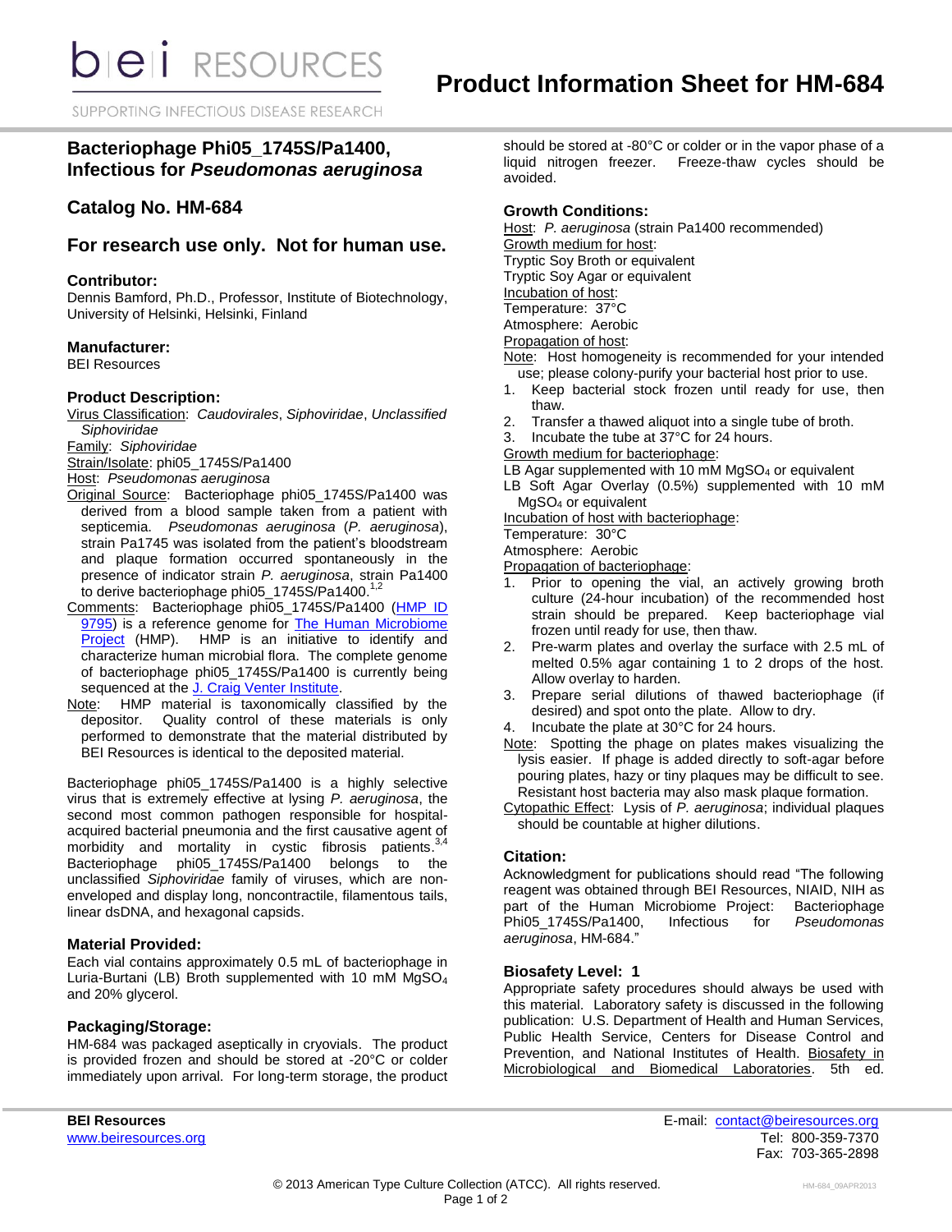# Product Information Sheet for HM-684

## Bacteriophage Phi05_1745S/Pa1400, Infectious for *Pseudomonas aeruginosa*

## Catalog No. HM-684

## For research use only. Not for human use.

### Contributor:

Dennis Bamford, Ph.D., Professor, Institute of Biotechnology, University of Helsinki, Helsinki, Finland

### Manufacturer:

BEI Resources

### Product Description:

Virus Classification: *Caudovirales*, *Siphoviridae*, *Unclassified Siphoviridae*

Family: *Siphoviridae*

Strain/Isolate: phi05_1745S/Pa1400

Host: *Pseudomonas aeruginosa*

Original Source: Bacteriophage phi05_1745S/Pa1400 was derived from a blood sample taken from a patient with septicemia. *Pseudomonas aeruginosa* (*P. aeruginosa*), strain Pa1745 was isolated from the patient's bloodstream and plaque formation occurred spontaneously in the presence of indicator strain *P. aeruginosa*, strain Pa1400 to derive bacteriophage phi05_1745S/Pa1400.[1,2]

Comments: Bacteriophage phi05_1745S/Pa1400 (HMP ID 9795) is a reference genome for The Human Microbiome Project (HMP). HMP is an initiative to identify and characterize human microbial flora. The complete genome of bacteriophage phi05_1745S/Pa1400 is currently being sequenced at the J. Craig Venter Institute.

Note: HMP material is taxonomically classified by the depositor. Quality control of these materials is only performed to demonstrate that the material distributed by BEI Resources is identical to the deposited material.

Bacteriophage phi05_1745S/Pa1400 is a highly selective virus that is extremely effective at lysing *P. aeruginosa*, the second most common pathogen responsible for hospital-acquired bacterial pneumonia and the first causative agent of morbidity and mortality in cystic fibrosis patients.[3,4] Bacteriophage phi05_1745S/Pa1400 belongs to the unclassified *Siphoviridae* family of viruses, which are non-enveloped and display long, noncontractile, filamentous tails, linear dsDNA, and hexagonal capsids.

### Material Provided:

Each vial contains approximately 0.5 mL of bacteriophage in Luria-Burtani (LB) Broth supplemented with 10 mM $MgSO_4$ and 20% glycerol.

### Packaging/Storage:

HM-684 was packaged aseptically in cryovials. The product is provided frozen and should be stored at -20°C or colder immediately upon arrival. For long-term storage, the product should be stored at -80°C or colder or in the vapor phase of a liquid nitrogen freezer. Freeze-thaw cycles should be avoided.

### Growth Conditions:

Host: *P. aeruginosa* (strain Pa1400 recommended)

Growth medium for host:
Tryptic Soy Broth or equivalent
Tryptic Soy Agar or equivalent

Incubation of host:
Temperature: 37°C
Atmosphere: Aerobic

Propagation of host:

Note: Host homogeneity is recommended for your intended use; please colony-purify your bacterial host prior to use.

1. Keep bacterial stock frozen until ready for use, then thaw.
2. Transfer a thawed aliquot into a single tube of broth.
3. Incubate the tube at 37°C for 24 hours.

Growth medium for bacteriophage:
LB Agar supplemented with 10 mM $MgSO_4$ or equivalent
LB Soft Agar Overlay (0.5%) supplemented with 10 mM $MgSO_4$ or equivalent

Incubation of host with bacteriophage:
Temperature: 30°C
Atmosphere: Aerobic

Propagation of bacteriophage:

1. Prior to opening the vial, an actively growing broth culture (24-hour incubation) of the recommended host strain should be prepared. Keep bacteriophage vial frozen until ready for use, then thaw.
2. Pre-warm plates and overlay the surface with 2.5 mL of melted 0.5% agar containing 1 to 2 drops of the host. Allow overlay to harden.
3. Prepare serial dilutions of thawed bacteriophage (if desired) and spot onto the plate. Allow to dry.
4. Incubate the plate at 30°C for 24 hours.

Note: Spotting the phage on plates makes visualizing the lysis easier. If phage is added directly to soft-agar before pouring plates, hazy or tiny plaques may be difficult to see. Resistant host bacteria may also mask plaque formation.

Cytopathic Effect: Lysis of *P. aeruginosa*; individual plaques should be countable at higher dilutions.

### Citation:

Acknowledgment for publications should read "The following reagent was obtained through BEI Resources, NIAID, NIH as part of the Human Microbiome Project: Bacteriophage Phi05_1745S/Pa1400, Infectious for *Pseudomonas aeruginosa*, HM-684."

### Biosafety Level: 1

Appropriate safety procedures should always be used with this material. Laboratory safety is discussed in the following publication: U.S. Department of Health and Human Services, Public Health Service, Centers for Disease Control and Prevention, and National Institutes of Health. Biosafety in Microbiological and Biomedical Laboratories. 5th ed.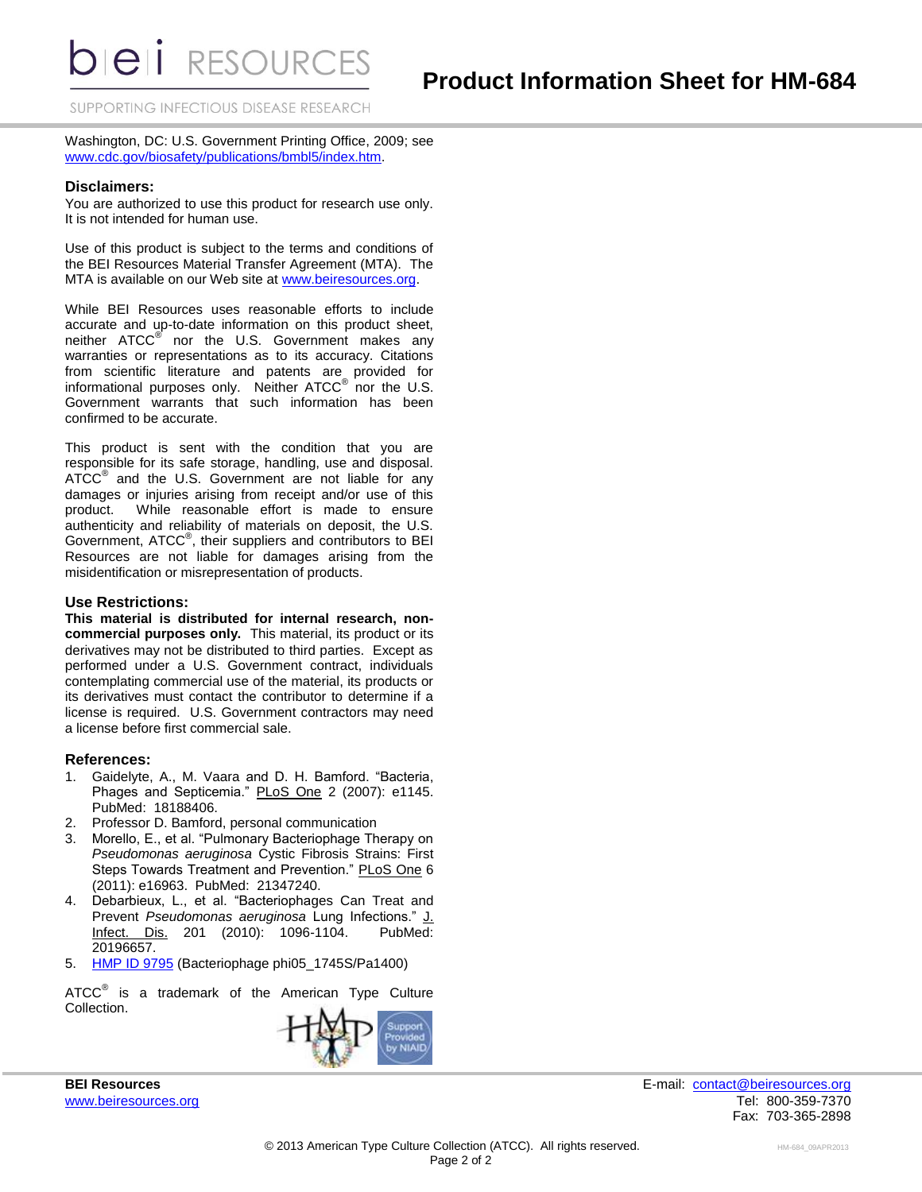Washington, DC: U.S. Government Printing Office, 2009; see www.cdc.gov/biosafety/publications/bmbl5/index.htm.

### Disclaimers:

You are authorized to use this product for research use only. It is not intended for human use.

Use of this product is subject to the terms and conditions of the BEI Resources Material Transfer Agreement (MTA). The MTA is available on our Web site at www.beiresources.org.

While BEI Resources uses reasonable efforts to include accurate and up-to-date information on this product sheet, neither ATCC® nor the U.S. Government makes any warranties or representations as to its accuracy. Citations from scientific literature and patents are provided for informational purposes only. Neither ATCC® nor the U.S. Government warrants that such information has been confirmed to be accurate.

This product is sent with the condition that you are responsible for its safe storage, handling, use and disposal. ATCC® and the U.S. Government are not liable for any damages or injuries arising from receipt and/or use of this product. While reasonable effort is made to ensure authenticity and reliability of materials on deposit, the U.S. Government, ATCC®, their suppliers and contributors to BEI Resources are not liable for damages arising from the misidentification or misrepresentation of products.

### Use Restrictions:

**This material is distributed for internal research, non-commercial purposes only.** This material, its product or its derivatives may not be distributed to third parties. Except as performed under a U.S. Government contract, individuals contemplating commercial use of the material, its products or its derivatives must contact the contributor to determine if a license is required. U.S. Government contractors may need a license before first commercial sale.

### References:

1. Gaidelyte, A., M. Vaara and D. H. Bamford. "Bacteria, Phages and Septicemia." PLoS One 2 (2007): e1145. PubMed: 18188406.
2. Professor D. Bamford, personal communication
3. Morello, E., et al. "Pulmonary Bacteriophage Therapy on *Pseudomonas aeruginosa* Cystic Fibrosis Strains: First Steps Towards Treatment and Prevention." PLoS One 6 (2011): e16963. PubMed: 21347240.
4. Debarbieux, L., et al. "Bacteriophages Can Treat and Prevent *Pseudomonas aeruginosa* Lung Infections." J. Infect. Dis. 201 (2010): 1096-1104. PubMed: 20196657.
5. HMP ID 9795 (Bacteriophage phi05_1745S/Pa1400)

ATCC® is a trademark of the American Type Culture Collection.

**BEI Resources**
www.beiresources.org

E-mail: contact@beiresources.org
Tel: 800-359-7370
Fax: 703-365-2898

© 2013 American Type Culture Collection (ATCC). All rights reserved.